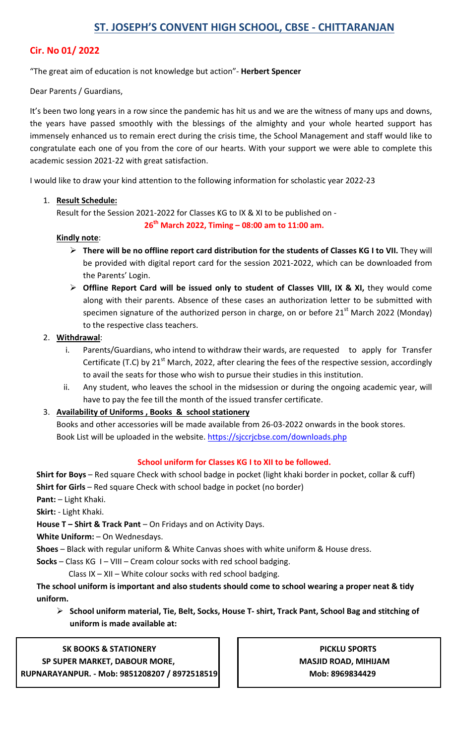# ST. JOSEPH'S CONVENT HIGH SCHOOL, CBSE - CHITTARANJAN

## Cir. No 01/ 2022

"The great aim of education is not knowledge but action"- **Herbert Spencer**

Dear Parents / Guardians,

It's been two long years in a row since the pandemic has hit us and we are the witness of many ups and downs, the years have passed smoothly with the blessings of the almighty and your whole hearted support has immensely enhanced us to remain erect during the crisis time, the School Management and staff would like to congratulate each one of you from the core of our hearts. With your support we were able to complete this academic session 2021-22 with great satisfaction.

I would like to draw your kind attention to the following information for scholastic year 2022-23

1. **Result Schedule:**

   Result for the Session 2021-2022 for Classes KG to IX & XI to be published on -

   **26th March 2022, Timing – 08:00 am to 11:00 am.**

   **Kindly note**:

   - **There will be no offline report card distribution for the students of Classes KG I to VII.** They will be provided with digital report card for the session 2021-2022, which can be downloaded from the Parents' Login.
   - **Offline Report Card will be issued only to student of Classes VIII, IX & XI,** they would come along with their parents. Absence of these cases an authorization letter to be submitted with specimen signature of the authorized person in charge, on or before 21st March 2022 (Monday) to the respective class teachers.

2. **Withdrawal**:

   i. Parents/Guardians, who intend to withdraw their wards, are requested to apply for Transfer Certificate (T.C) by 21st March, 2022, after clearing the fees of the respective session, accordingly to avail the seats for those who wish to pursue their studies in this institution.

   ii. Any student, who leaves the school in the midsession or during the ongoing academic year, will have to pay the fee till the month of the issued transfer certificate.

3. **Availability of Uniforms , Books & school stationery**

   Books and other accessories will be made available from 26-03-2022 onwards in the book stores.
   Book List will be uploaded in the website. https://sjccrjcbse.com/downloads.php

**School uniform for Classes KG I to XII to be followed.**

**Shirt for Boys** – Red square Check with school badge in pocket (light khaki border in pocket, collar & cuff)
**Shirt for Girls** – Red square Check with school badge in pocket (no border)
**Pant:** – Light Khaki.
**Skirt:** - Light Khaki.
**House T – Shirt & Track Pant** – On Fridays and on Activity Days.
**White Uniform:** – On Wednesdays.
**Shoes** – Black with regular uniform & White Canvas shoes with white uniform & House dress.
**Socks** – Class KG I – VIII – Cream colour socks with red school badging.
Class IX – XII – White colour socks with red school badging.

**The school uniform is important and also students should come to school wearing a proper neat & tidy uniform.**

- **School uniform material, Tie, Belt, Socks, House T- shirt, Track Pant, School Bag and stitching of uniform is made available at:**

**SK BOOKS & STATIONERY**
**SP SUPER MARKET, DABOUR MORE,**
**RUPNARAYANPUR. - Mob: 9851208207 / 8972518519**

**PICKLU SPORTS**
**MASJID ROAD, MIHIJAM**
**Mob: 8969834429**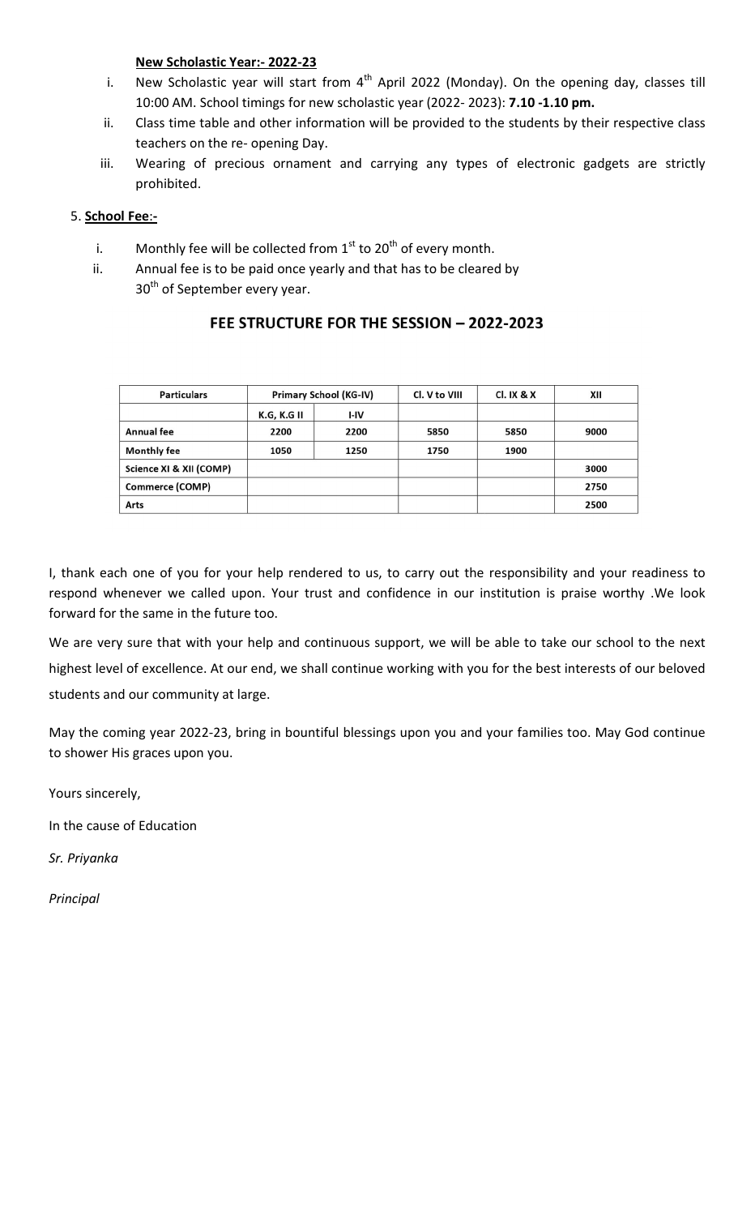**New Scholastic Year:- 2022-23**

i. New Scholastic year will start from 4th April 2022 (Monday). On the opening day, classes till 10:00 AM. School timings for new scholastic year (2022- 2023): **7.10 -1.10 pm.**
ii. Class time table and other information will be provided to the students by their respective class teachers on the re- opening Day.
iii. Wearing of precious ornament and carrying any types of electronic gadgets are strictly prohibited.

5. **School Fee**:-

i. Monthly fee will be collected from 1st to 20th of every month.
ii. Annual fee is to be paid once yearly and that has to be cleared by 30th of September every year.

## FEE STRUCTURE FOR THE SESSION – 2022-2023

| Particulars | Primary School (KG-IV) | | Cl. V to VIII | Cl. IX & X | XII |
|---|---|---|---|---|---|
| | K.G, K.G II | I-IV | | | |
| Annual fee | 2200 | 2200 | 5850 | 5850 | 9000 |
| Monthly fee | 1050 | 1250 | 1750 | 1900 | |
| Science XI & XII (COMP) | | | | | 3000 |
| Commerce (COMP) | | | | | 2750 |
| Arts | | | | | 2500 |

I, thank each one of you for your help rendered to us, to carry out the responsibility and your readiness to respond whenever we called upon. Your trust and confidence in our institution is praise worthy .We look forward for the same in the future too.

We are very sure that with your help and continuous support, we will be able to take our school to the next highest level of excellence. At our end, we shall continue working with you for the best interests of our beloved students and our community at large.

May the coming year 2022-23, bring in bountiful blessings upon you and your families too. May God continue to shower His graces upon you.

Yours sincerely,

In the cause of Education

*Sr. Priyanka*

*Principal*